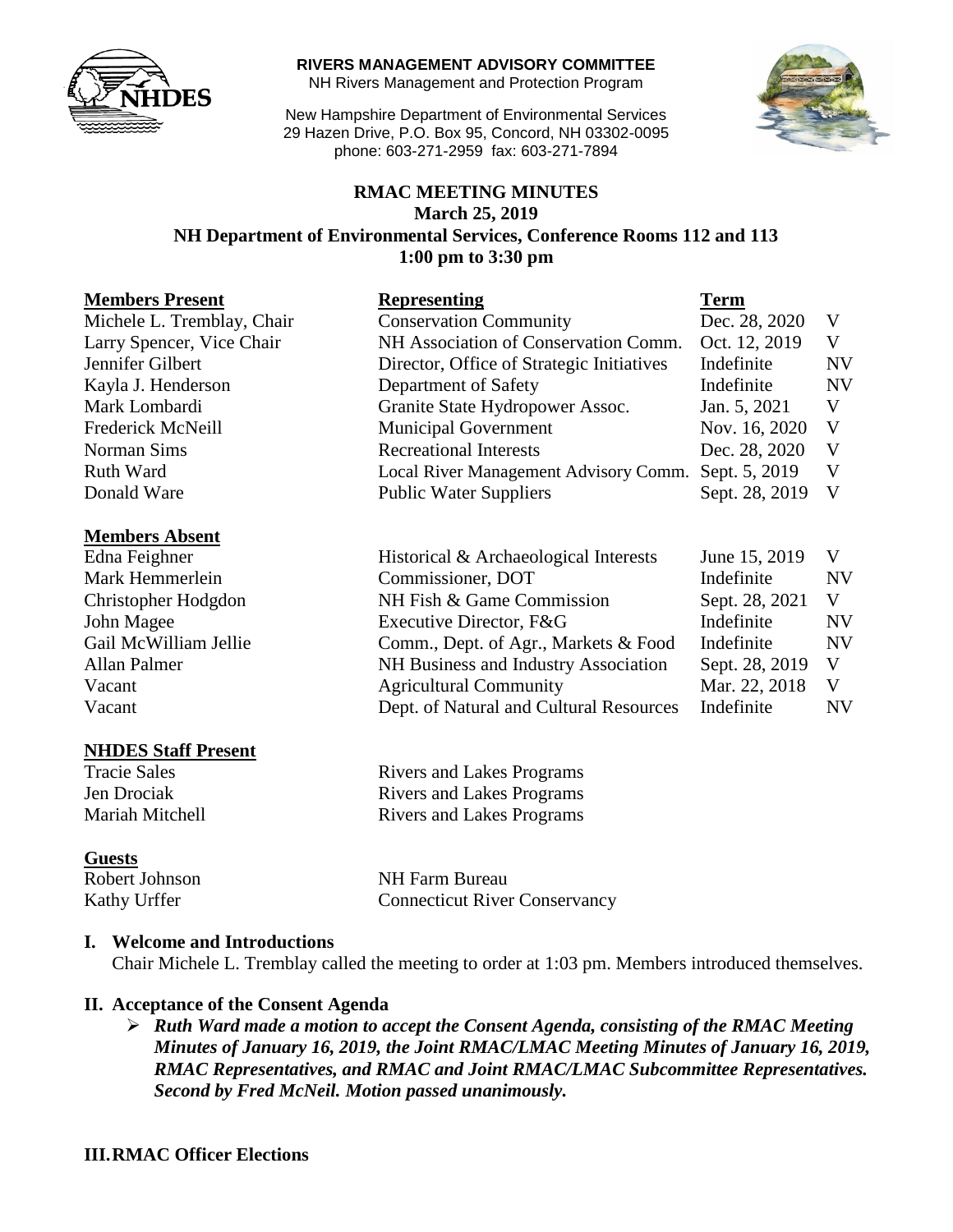**RIVERS MANAGEMENT ADVISORY COMMITTEE**
NH Rivers Management and Protection Program

New Hampshire Department of Environmental Services
29 Hazen Drive, P.O. Box 95, Concord, NH 03302-0095
phone: 603-271-2959 fax: 603-271-7894

# RMAC MEETING MINUTES
## March 25, 2019
## NH Department of Environmental Services, Conference Rooms 112 and 113
## 1:00 pm to 3:30 pm

| **Members Present** | **Representing** | **Term** | |
|---|---|---|---|
| Michele L. Tremblay, Chair | Conservation Community | Dec. 28, 2020 | V |
| Larry Spencer, Vice Chair | NH Association of Conservation Comm. | Oct. 12, 2019 | V |
| Jennifer Gilbert | Director, Office of Strategic Initiatives | Indefinite | NV |
| Kayla J. Henderson | Department of Safety | Indefinite | NV |
| Mark Lombardi | Granite State Hydropower Assoc. | Jan. 5, 2021 | V |
| Frederick McNeill | Municipal Government | Nov. 16, 2020 | V |
| Norman Sims | Recreational Interests | Dec. 28, 2020 | V |
| Ruth Ward | Local River Management Advisory Comm. | Sept. 5, 2019 | V |
| Donald Ware | Public Water Suppliers | Sept. 28, 2019 | V |

| **Members Absent** | | | |
|---|---|---|---|
| Edna Feighner | Historical & Archaeological Interests | June 15, 2019 | V |
| Mark Hemmerlein | Commissioner, DOT | Indefinite | NV |
| Christopher Hodgdon | NH Fish & Game Commission | Sept. 28, 2021 | V |
| John Magee | Executive Director, F&G | Indefinite | NV |
| Gail McWilliam Jellie | Comm., Dept. of Agr., Markets & Food | Indefinite | NV |
| Allan Palmer | NH Business and Industry Association | Sept. 28, 2019 | V |
| Vacant | Agricultural Community | Mar. 22, 2018 | V |
| Vacant | Dept. of Natural and Cultural Resources | Indefinite | NV |

**NHDES Staff Present**

| | |
|---|---|
| Tracie Sales | Rivers and Lakes Programs |
| Jen Drociak | Rivers and Lakes Programs |
| Mariah Mitchell | Rivers and Lakes Programs |

**Guests**

| | |
|---|---|
| Robert Johnson | NH Farm Bureau |
| Kathy Urffer | Connecticut River Conservancy |

### I. Welcome and Introductions

Chair Michele L. Tremblay called the meeting to order at 1:03 pm. Members introduced themselves.

### II. Acceptance of the Consent Agenda

- ***Ruth Ward made a motion to accept the Consent Agenda, consisting of the RMAC Meeting Minutes of January 16, 2019, the Joint RMAC/LMAC Meeting Minutes of January 16, 2019, RMAC Representatives, and RMAC and Joint RMAC/LMAC Subcommittee Representatives. Second by Fred McNeil. Motion passed unanimously.***

### III. RMAC Officer Elections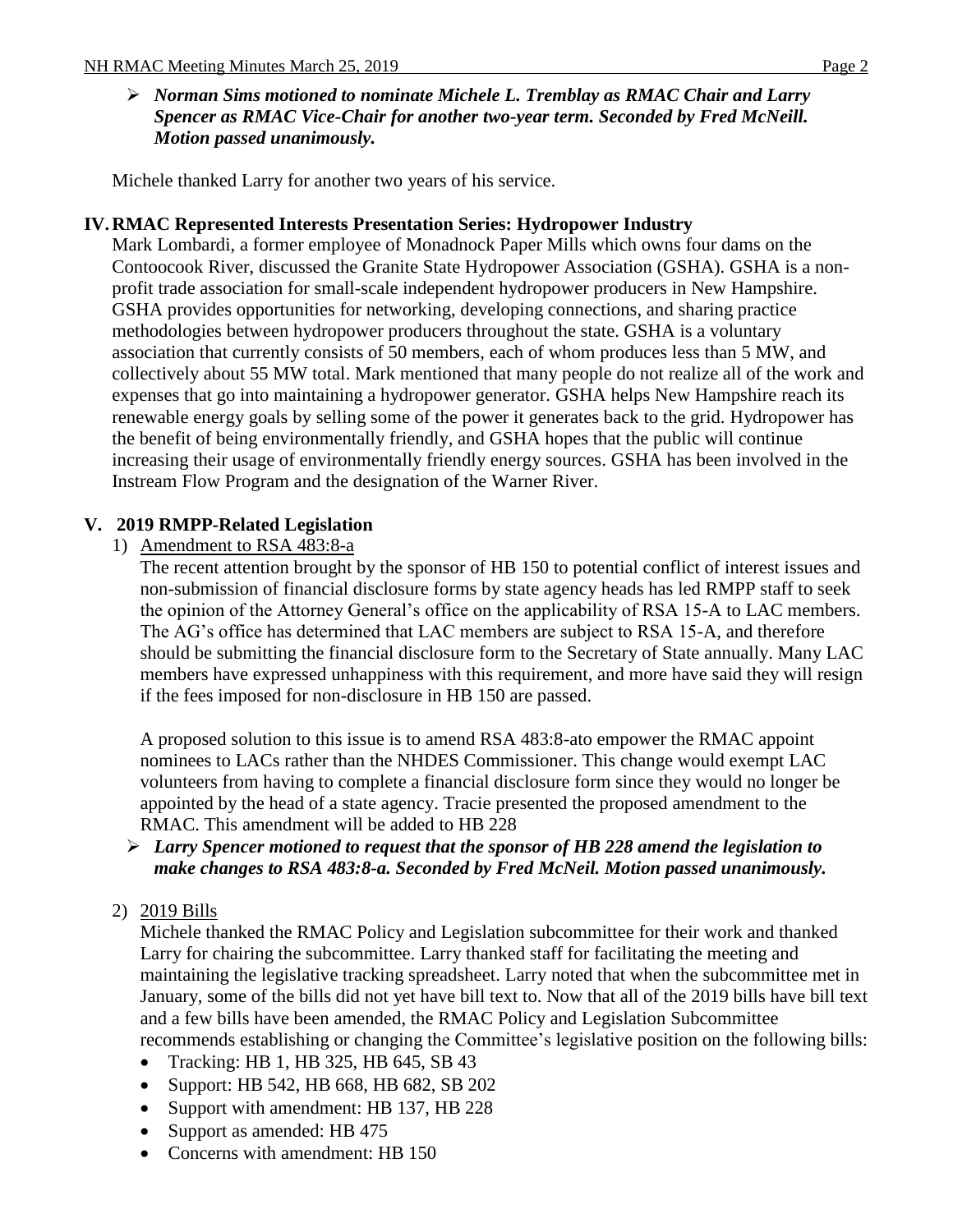- ***Norman Sims motioned to nominate Michele L. Tremblay as RMAC Chair and Larry Spencer as RMAC Vice-Chair for another two-year term. Seconded by Fred McNeill. Motion passed unanimously.***

Michele thanked Larry for another two years of his service.

## IV. RMAC Represented Interests Presentation Series: Hydropower Industry

Mark Lombardi, a former employee of Monadnock Paper Mills which owns four dams on the Contoocook River, discussed the Granite State Hydropower Association (GSHA). GSHA is a non-profit trade association for small-scale independent hydropower producers in New Hampshire. GSHA provides opportunities for networking, developing connections, and sharing practice methodologies between hydropower producers throughout the state. GSHA is a voluntary association that currently consists of 50 members, each of whom produces less than 5 MW, and collectively about 55 MW total. Mark mentioned that many people do not realize all of the work and expenses that go into maintaining a hydropower generator. GSHA helps New Hampshire reach its renewable energy goals by selling some of the power it generates back to the grid. Hydropower has the benefit of being environmentally friendly, and GSHA hopes that the public will continue increasing their usage of environmentally friendly energy sources. GSHA has been involved in the Instream Flow Program and the designation of the Warner River.

## V. 2019 RMPP-Related Legislation

1) Amendment to RSA 483:8-a

The recent attention brought by the sponsor of HB 150 to potential conflict of interest issues and non-submission of financial disclosure forms by state agency heads has led RMPP staff to seek the opinion of the Attorney General's office on the applicability of RSA 15-A to LAC members. The AG's office has determined that LAC members are subject to RSA 15-A, and therefore should be submitting the financial disclosure form to the Secretary of State annually. Many LAC members have expressed unhappiness with this requirement, and more have said they will resign if the fees imposed for non-disclosure in HB 150 are passed.

A proposed solution to this issue is to amend RSA 483:8-ato empower the RMAC appoint nominees to LACs rather than the NHDES Commissioner. This change would exempt LAC volunteers from having to complete a financial disclosure form since they would no longer be appointed by the head of a state agency. Tracie presented the proposed amendment to the RMAC. This amendment will be added to HB 228

- ***Larry Spencer motioned to request that the sponsor of HB 228 amend the legislation to make changes to RSA 483:8-a. Seconded by Fred McNeil. Motion passed unanimously.***

2) 2019 Bills

Michele thanked the RMAC Policy and Legislation subcommittee for their work and thanked Larry for chairing the subcommittee. Larry thanked staff for facilitating the meeting and maintaining the legislative tracking spreadsheet. Larry noted that when the subcommittee met in January, some of the bills did not yet have bill text to. Now that all of the 2019 bills have bill text and a few bills have been amended, the RMAC Policy and Legislation Subcommittee recommends establishing or changing the Committee's legislative position on the following bills:

- Tracking: HB 1, HB 325, HB 645, SB 43
- Support: HB 542, HB 668, HB 682, SB 202
- Support with amendment: HB 137, HB 228
- Support as amended: HB 475
- Concerns with amendment: HB 150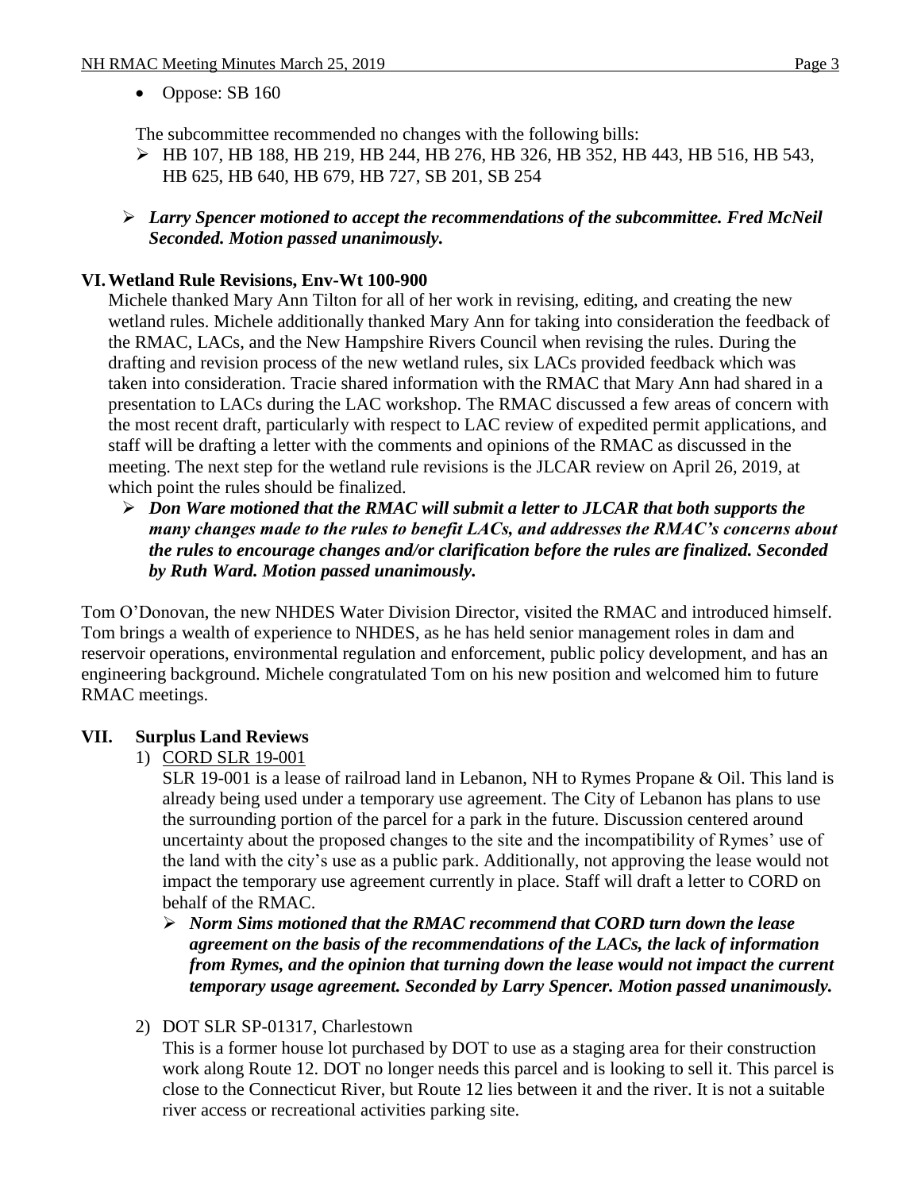- Oppose: SB 160

The subcommittee recommended no changes with the following bills:

- HB 107, HB 188, HB 219, HB 244, HB 276, HB 326, HB 352, HB 443, HB 516, HB 543, HB 625, HB 640, HB 679, HB 727, SB 201, SB 254

- ***Larry Spencer motioned to accept the recommendations of the subcommittee. Fred McNeil Seconded. Motion passed unanimously.***

## VI. Wetland Rule Revisions, Env-Wt 100-900

Michele thanked Mary Ann Tilton for all of her work in revising, editing, and creating the new wetland rules. Michele additionally thanked Mary Ann for taking into consideration the feedback of the RMAC, LACs, and the New Hampshire Rivers Council when revising the rules. During the drafting and revision process of the new wetland rules, six LACs provided feedback which was taken into consideration. Tracie shared information with the RMAC that Mary Ann had shared in a presentation to LACs during the LAC workshop. The RMAC discussed a few areas of concern with the most recent draft, particularly with respect to LAC review of expedited permit applications, and staff will be drafting a letter with the comments and opinions of the RMAC as discussed in the meeting. The next step for the wetland rule revisions is the JLCAR review on April 26, 2019, at which point the rules should be finalized.

- ***Don Ware motioned that the RMAC will submit a letter to JLCAR that both supports the many changes made to the rules to benefit LACs, and addresses the RMAC's concerns about the rules to encourage changes and/or clarification before the rules are finalized. Seconded by Ruth Ward. Motion passed unanimously.***

Tom O'Donovan, the new NHDES Water Division Director, visited the RMAC and introduced himself. Tom brings a wealth of experience to NHDES, as he has held senior management roles in dam and reservoir operations, environmental regulation and enforcement, public policy development, and has an engineering background. Michele congratulated Tom on his new position and welcomed him to future RMAC meetings.

## VII. Surplus Land Reviews

1) CORD SLR 19-001

   SLR 19-001 is a lease of railroad land in Lebanon, NH to Rymes Propane & Oil. This land is already being used under a temporary use agreement. The City of Lebanon has plans to use the surrounding portion of the parcel for a park in the future. Discussion centered around uncertainty about the proposed changes to the site and the incompatibility of Rymes' use of the land with the city's use as a public park. Additionally, not approving the lease would not impact the temporary use agreement currently in place. Staff will draft a letter to CORD on behalf of the RMAC.

   - ***Norm Sims motioned that the RMAC recommend that CORD turn down the lease agreement on the basis of the recommendations of the LACs, the lack of information from Rymes, and the opinion that turning down the lease would not impact the current temporary usage agreement. Seconded by Larry Spencer. Motion passed unanimously.***

2) DOT SLR SP-01317, Charlestown

   This is a former house lot purchased by DOT to use as a staging area for their construction work along Route 12. DOT no longer needs this parcel and is looking to sell it. This parcel is close to the Connecticut River, but Route 12 lies between it and the river. It is not a suitable river access or recreational activities parking site.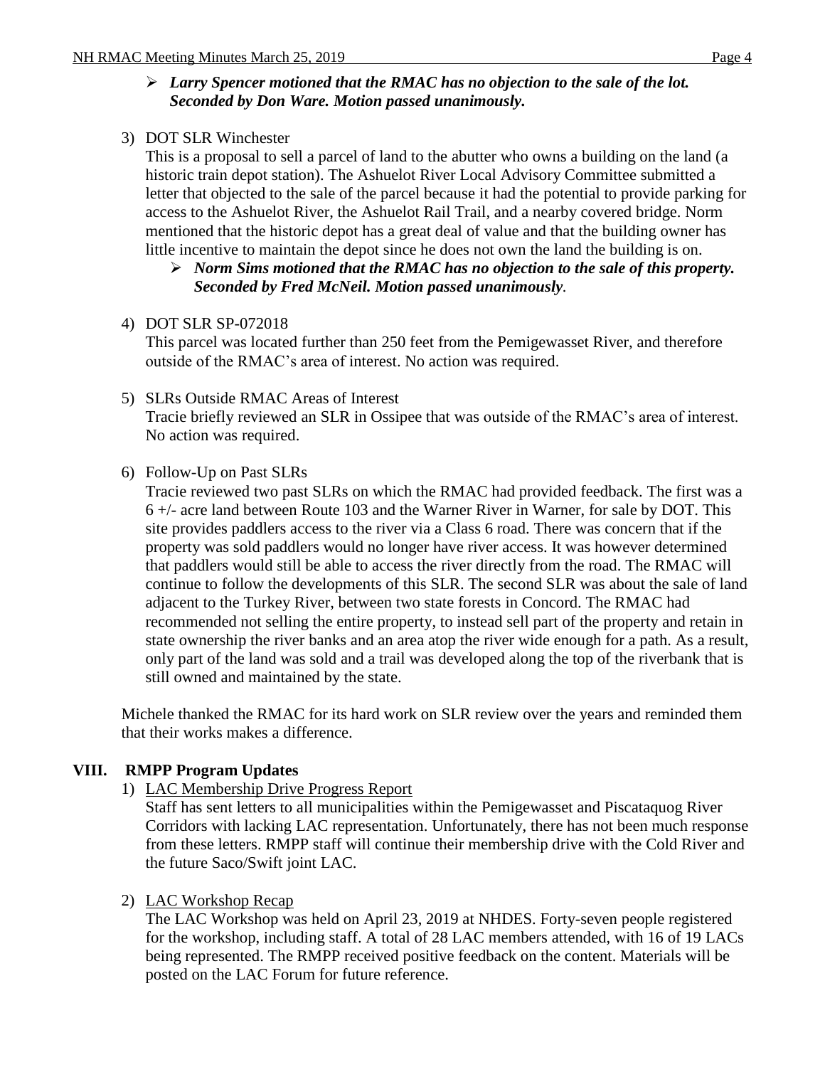- ***Larry Spencer motioned that the RMAC has no objection to the sale of the lot. Seconded by Don Ware. Motion passed unanimously.***

3) DOT SLR Winchester

   This is a proposal to sell a parcel of land to the abutter who owns a building on the land (a historic train depot station). The Ashuelot River Local Advisory Committee submitted a letter that objected to the sale of the parcel because it had the potential to provide parking for access to the Ashuelot River, the Ashuelot Rail Trail, and a nearby covered bridge. Norm mentioned that the historic depot has a great deal of value and that the building owner has little incentive to maintain the depot since he does not own the land the building is on.

   - ***Norm Sims motioned that the RMAC has no objection to the sale of this property. Seconded by Fred McNeil. Motion passed unanimously.***

4) DOT SLR SP-072018

   This parcel was located further than 250 feet from the Pemigewasset River, and therefore outside of the RMAC's area of interest. No action was required.

5) SLRs Outside RMAC Areas of Interest

   Tracie briefly reviewed an SLR in Ossipee that was outside of the RMAC's area of interest. No action was required.

6) Follow-Up on Past SLRs

   Tracie reviewed two past SLRs on which the RMAC had provided feedback. The first was a 6 +/- acre land between Route 103 and the Warner River in Warner, for sale by DOT. This site provides paddlers access to the river via a Class 6 road. There was concern that if the property was sold paddlers would no longer have river access. It was however determined that paddlers would still be able to access the river directly from the road. The RMAC will continue to follow the developments of this SLR. The second SLR was about the sale of land adjacent to the Turkey River, between two state forests in Concord. The RMAC had recommended not selling the entire property, to instead sell part of the property and retain in state ownership the river banks and an area atop the river wide enough for a path. As a result, only part of the land was sold and a trail was developed along the top of the riverbank that is still owned and maintained by the state.

Michele thanked the RMAC for its hard work on SLR review over the years and reminded them that their works makes a difference.

## VIII. RMPP Program Updates

1) LAC Membership Drive Progress Report

   Staff has sent letters to all municipalities within the Pemigewasset and Piscataquog River Corridors with lacking LAC representation. Unfortunately, there has not been much response from these letters. RMPP staff will continue their membership drive with the Cold River and the future Saco/Swift joint LAC.

2) LAC Workshop Recap

   The LAC Workshop was held on April 23, 2019 at NHDES. Forty-seven people registered for the workshop, including staff. A total of 28 LAC members attended, with 16 of 19 LACs being represented. The RMPP received positive feedback on the content. Materials will be posted on the LAC Forum for future reference.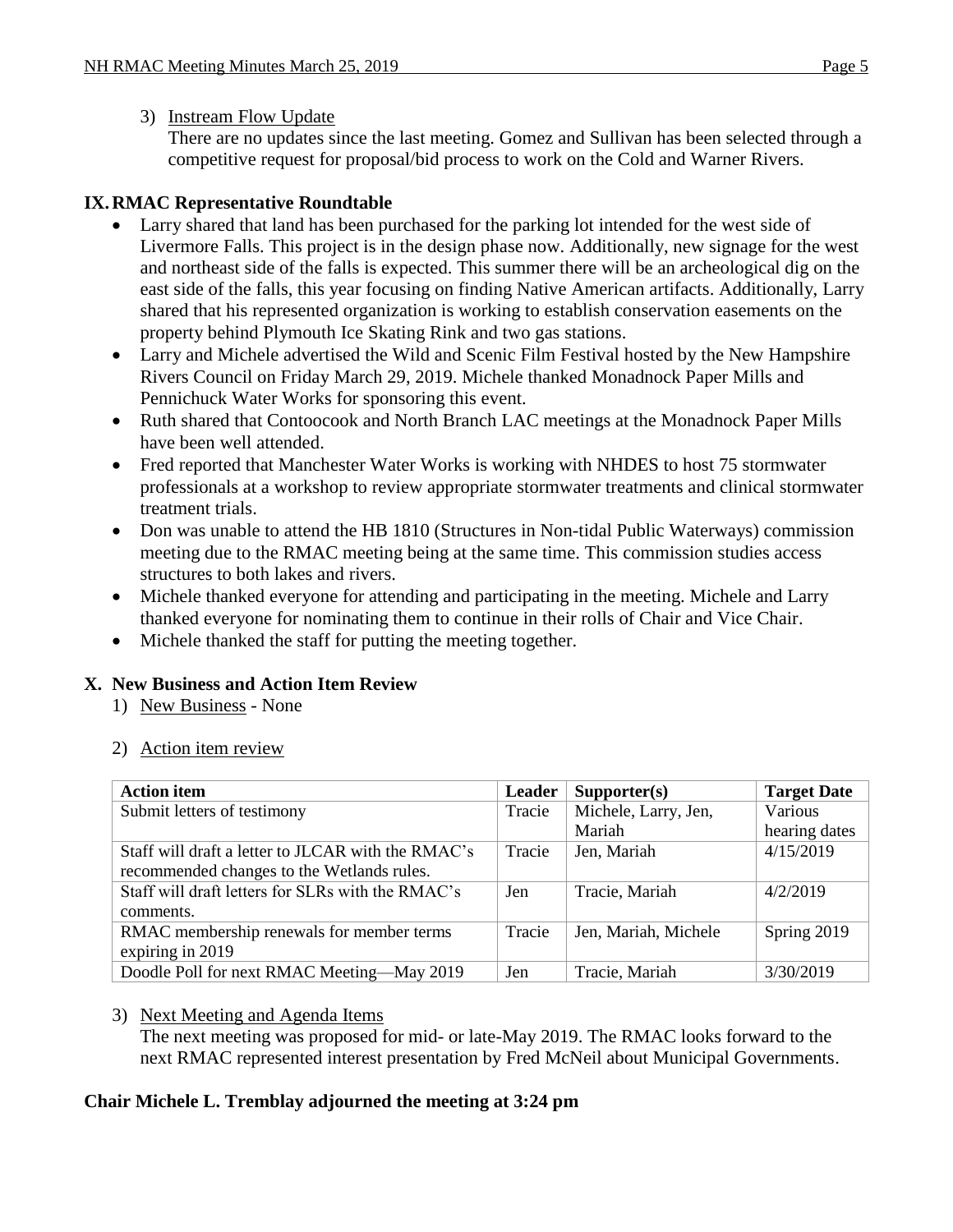3) Instream Flow Update

   There are no updates since the last meeting. Gomez and Sullivan has been selected through a competitive request for proposal/bid process to work on the Cold and Warner Rivers.

## IX. RMAC Representative Roundtable

- Larry shared that land has been purchased for the parking lot intended for the west side of Livermore Falls. This project is in the design phase now. Additionally, new signage for the west and northeast side of the falls is expected. This summer there will be an archeological dig on the east side of the falls, this year focusing on finding Native American artifacts. Additionally, Larry shared that his represented organization is working to establish conservation easements on the property behind Plymouth Ice Skating Rink and two gas stations.
- Larry and Michele advertised the Wild and Scenic Film Festival hosted by the New Hampshire Rivers Council on Friday March 29, 2019. Michele thanked Monadnock Paper Mills and Pennichuck Water Works for sponsoring this event.
- Ruth shared that Contoocook and North Branch LAC meetings at the Monadnock Paper Mills have been well attended.
- Fred reported that Manchester Water Works is working with NHDES to host 75 stormwater professionals at a workshop to review appropriate stormwater treatments and clinical stormwater treatment trials.
- Don was unable to attend the HB 1810 (Structures in Non-tidal Public Waterways) commission meeting due to the RMAC meeting being at the same time. This commission studies access structures to both lakes and rivers.
- Michele thanked everyone for attending and participating in the meeting. Michele and Larry thanked everyone for nominating them to continue in their rolls of Chair and Vice Chair.
- Michele thanked the staff for putting the meeting together.

## X. New Business and Action Item Review

1) New Business - None

2) Action item review

| Action item | Leader | Supporter(s) | Target Date |
|---|---|---|---|
| Submit letters of testimony | Tracie | Michele, Larry, Jen, Mariah | Various hearing dates |
| Staff will draft a letter to JLCAR with the RMAC's recommended changes to the Wetlands rules. | Tracie | Jen, Mariah | 4/15/2019 |
| Staff will draft letters for SLRs with the RMAC's comments. | Jen | Tracie, Mariah | 4/2/2019 |
| RMAC membership renewals for member terms expiring in 2019 | Tracie | Jen, Mariah, Michele | Spring 2019 |
| Doodle Poll for next RMAC Meeting—May 2019 | Jen | Tracie, Mariah | 3/30/2019 |

3) Next Meeting and Agenda Items

   The next meeting was proposed for mid- or late-May 2019. The RMAC looks forward to the next RMAC represented interest presentation by Fred McNeil about Municipal Governments.

**Chair Michele L. Tremblay adjourned the meeting at 3:24 pm**